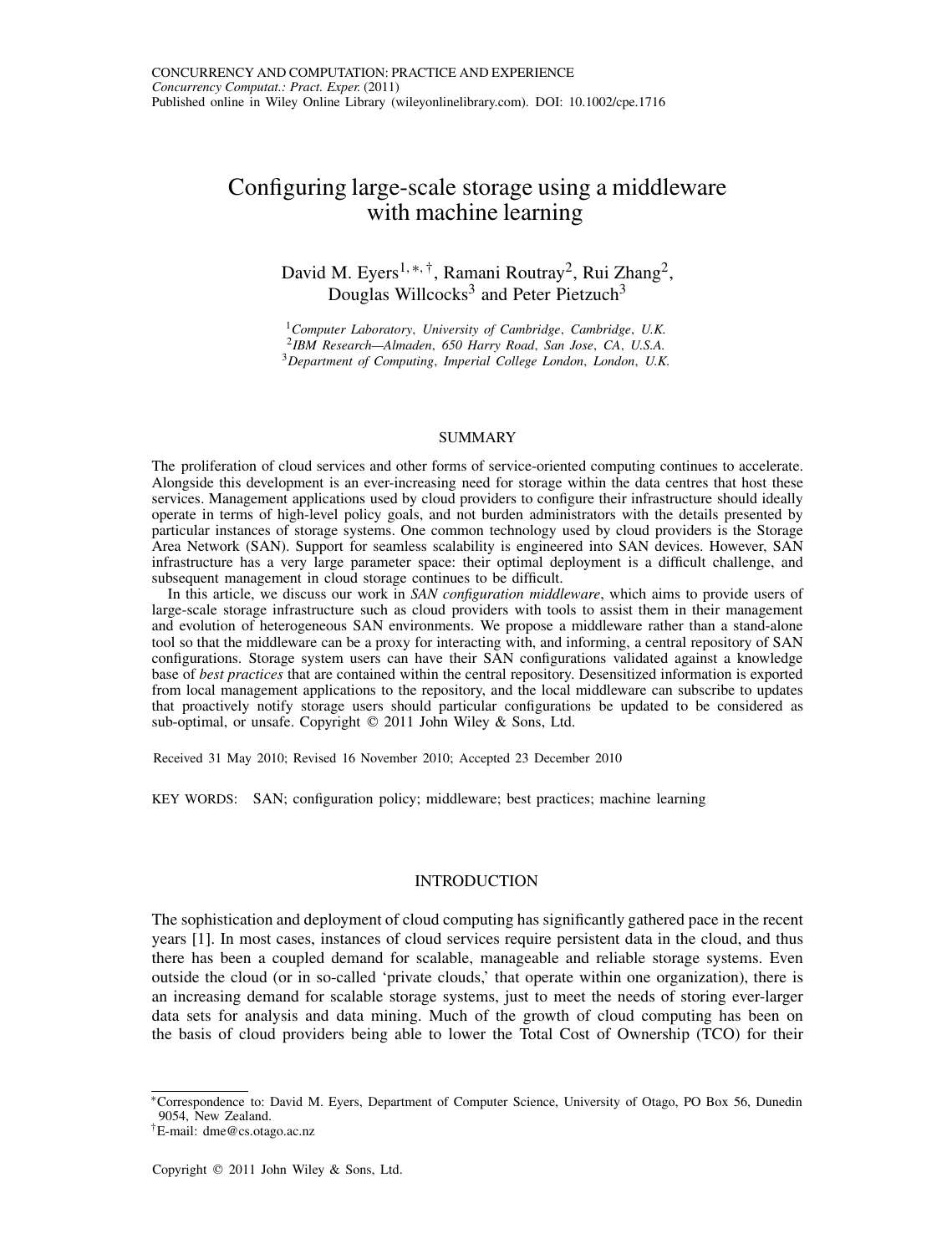# Configuring large-scale storage using a middleware with machine learning

David M. Eyers[1,*,†], Ramani Routray[2], Rui Zhang[2], Douglas Willcocks[3] and Peter Pietzuch[3]

[1] *Computer Laboratory, University of Cambridge, Cambridge, U.K.*
[2] *IBM Research—Almaden, 650 Harry Road, San Jose, CA, U.S.A.*
[3] *Department of Computing, Imperial College London, London, U.K.*

## SUMMARY

The proliferation of cloud services and other forms of service-oriented computing continues to accelerate. Alongside this development is an ever-increasing need for storage within the data centres that host these services. Management applications used by cloud providers to configure their infrastructure should ideally operate in terms of high-level policy goals, and not burden administrators with the details presented by particular instances of storage systems. One common technology used by cloud providers is the Storage Area Network (SAN). Support for seamless scalability is engineered into SAN devices. However, SAN infrastructure has a very large parameter space: their optimal deployment is a difficult challenge, and subsequent management in cloud storage continues to be difficult.

In this article, we discuss our work in *SAN configuration middleware*, which aims to provide users of large-scale storage infrastructure such as cloud providers with tools to assist them in their management and evolution of heterogeneous SAN environments. We propose a middleware rather than a stand-alone tool so that the middleware can be a proxy for interacting with, and informing, a central repository of SAN configurations. Storage system users can have their SAN configurations validated against a knowledge base of *best practices* that are contained within the central repository. Desensitized information is exported from local management applications to the repository, and the local middleware can subscribe to updates that proactively notify storage users should particular configurations be updated to be considered as sub-optimal, or unsafe. Copyright © 2011 John Wiley & Sons, Ltd.

Received 31 May 2010; Revised 16 November 2010; Accepted 23 December 2010

KEY WORDS: SAN; configuration policy; middleware; best practices; machine learning

## INTRODUCTION

The sophistication and deployment of cloud computing has significantly gathered pace in the recent years [1]. In most cases, instances of cloud services require persistent data in the cloud, and thus there has been a coupled demand for scalable, manageable and reliable storage systems. Even outside the cloud (or in so-called 'private clouds,' that operate within one organization), there is an increasing demand for scalable storage systems, just to meet the needs of storing ever-larger data sets for analysis and data mining. Much of the growth of cloud computing has been on the basis of cloud providers being able to lower the Total Cost of Ownership (TCO) for their

*Correspondence to: David M. Eyers, Department of Computer Science, University of Otago, PO Box 56, Dunedin 9054, New Zealand.
†E-mail: dme@cs.otago.ac.nz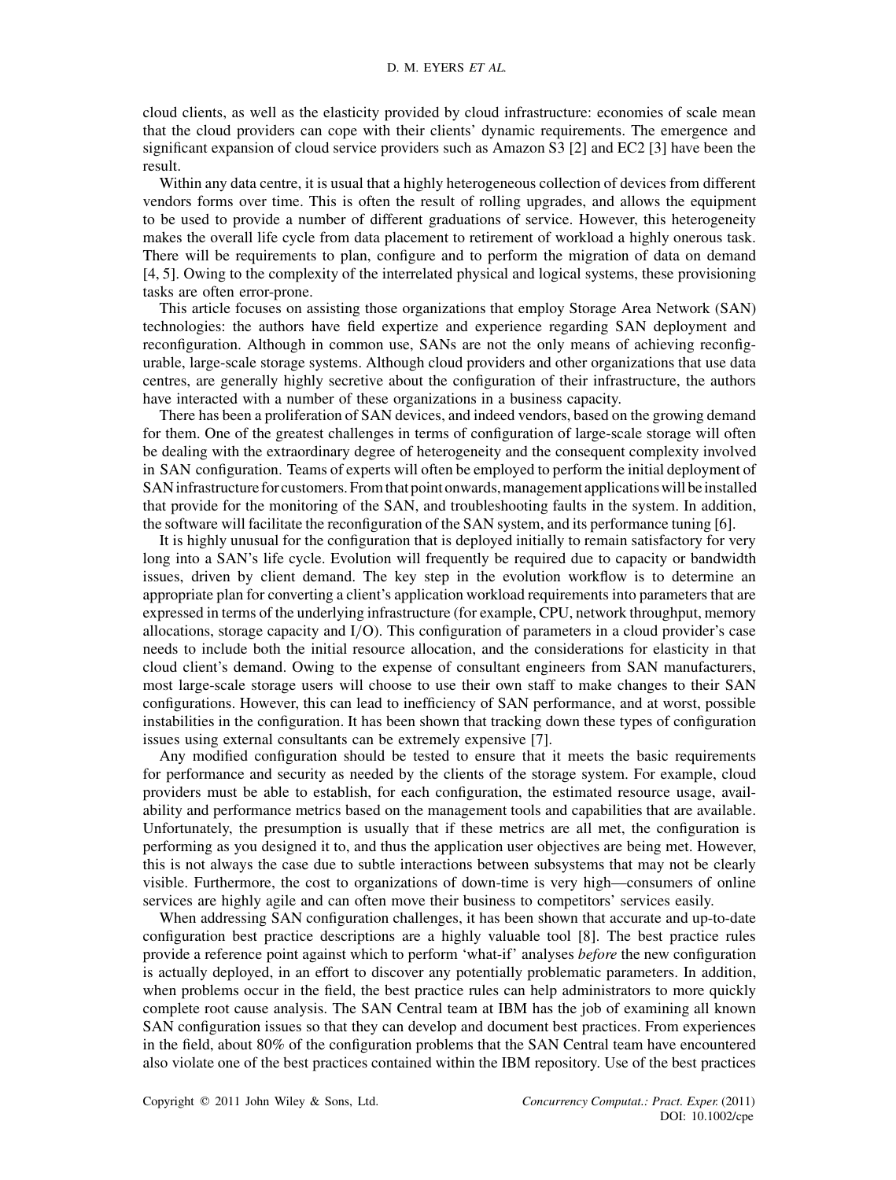cloud clients, as well as the elasticity provided by cloud infrastructure: economies of scale mean that the cloud providers can cope with their clients' dynamic requirements. The emergence and significant expansion of cloud service providers such as Amazon S3 [2] and EC2 [3] have been the result.

Within any data centre, it is usual that a highly heterogeneous collection of devices from different vendors forms over time. This is often the result of rolling upgrades, and allows the equipment to be used to provide a number of different graduations of service. However, this heterogeneity makes the overall life cycle from data placement to retirement of workload a highly onerous task. There will be requirements to plan, configure and to perform the migration of data on demand [4, 5]. Owing to the complexity of the interrelated physical and logical systems, these provisioning tasks are often error-prone.

This article focuses on assisting those organizations that employ Storage Area Network (SAN) technologies: the authors have field expertize and experience regarding SAN deployment and reconfiguration. Although in common use, SANs are not the only means of achieving reconfigurable, large-scale storage systems. Although cloud providers and other organizations that use data centres, are generally highly secretive about the configuration of their infrastructure, the authors have interacted with a number of these organizations in a business capacity.

There has been a proliferation of SAN devices, and indeed vendors, based on the growing demand for them. One of the greatest challenges in terms of configuration of large-scale storage will often be dealing with the extraordinary degree of heterogeneity and the consequent complexity involved in SAN configuration. Teams of experts will often be employed to perform the initial deployment of SAN infrastructure for customers. From that point onwards, management applications will be installed that provide for the monitoring of the SAN, and troubleshooting faults in the system. In addition, the software will facilitate the reconfiguration of the SAN system, and its performance tuning [6].

It is highly unusual for the configuration that is deployed initially to remain satisfactory for very long into a SAN's life cycle. Evolution will frequently be required due to capacity or bandwidth issues, driven by client demand. The key step in the evolution workflow is to determine an appropriate plan for converting a client's application workload requirements into parameters that are expressed in terms of the underlying infrastructure (for example, CPU, network throughput, memory allocations, storage capacity and I/O). This configuration of parameters in a cloud provider's case needs to include both the initial resource allocation, and the considerations for elasticity in that cloud client's demand. Owing to the expense of consultant engineers from SAN manufacturers, most large-scale storage users will choose to use their own staff to make changes to their SAN configurations. However, this can lead to inefficiency of SAN performance, and at worst, possible instabilities in the configuration. It has been shown that tracking down these types of configuration issues using external consultants can be extremely expensive [7].

Any modified configuration should be tested to ensure that it meets the basic requirements for performance and security as needed by the clients of the storage system. For example, cloud providers must be able to establish, for each configuration, the estimated resource usage, availability and performance metrics based on the management tools and capabilities that are available. Unfortunately, the presumption is usually that if these metrics are all met, the configuration is performing as you designed it to, and thus the application user objectives are being met. However, this is not always the case due to subtle interactions between subsystems that may not be clearly visible. Furthermore, the cost to organizations of down-time is very high—consumers of online services are highly agile and can often move their business to competitors' services easily.

When addressing SAN configuration challenges, it has been shown that accurate and up-to-date configuration best practice descriptions are a highly valuable tool [8]. The best practice rules provide a reference point against which to perform 'what-if' analyses *before* the new configuration is actually deployed, in an effort to discover any potentially problematic parameters. In addition, when problems occur in the field, the best practice rules can help administrators to more quickly complete root cause analysis. The SAN Central team at IBM has the job of examining all known SAN configuration issues so that they can develop and document best practices. From experiences in the field, about 80% of the configuration problems that the SAN Central team have encountered also violate one of the best practices contained within the IBM repository. Use of the best practices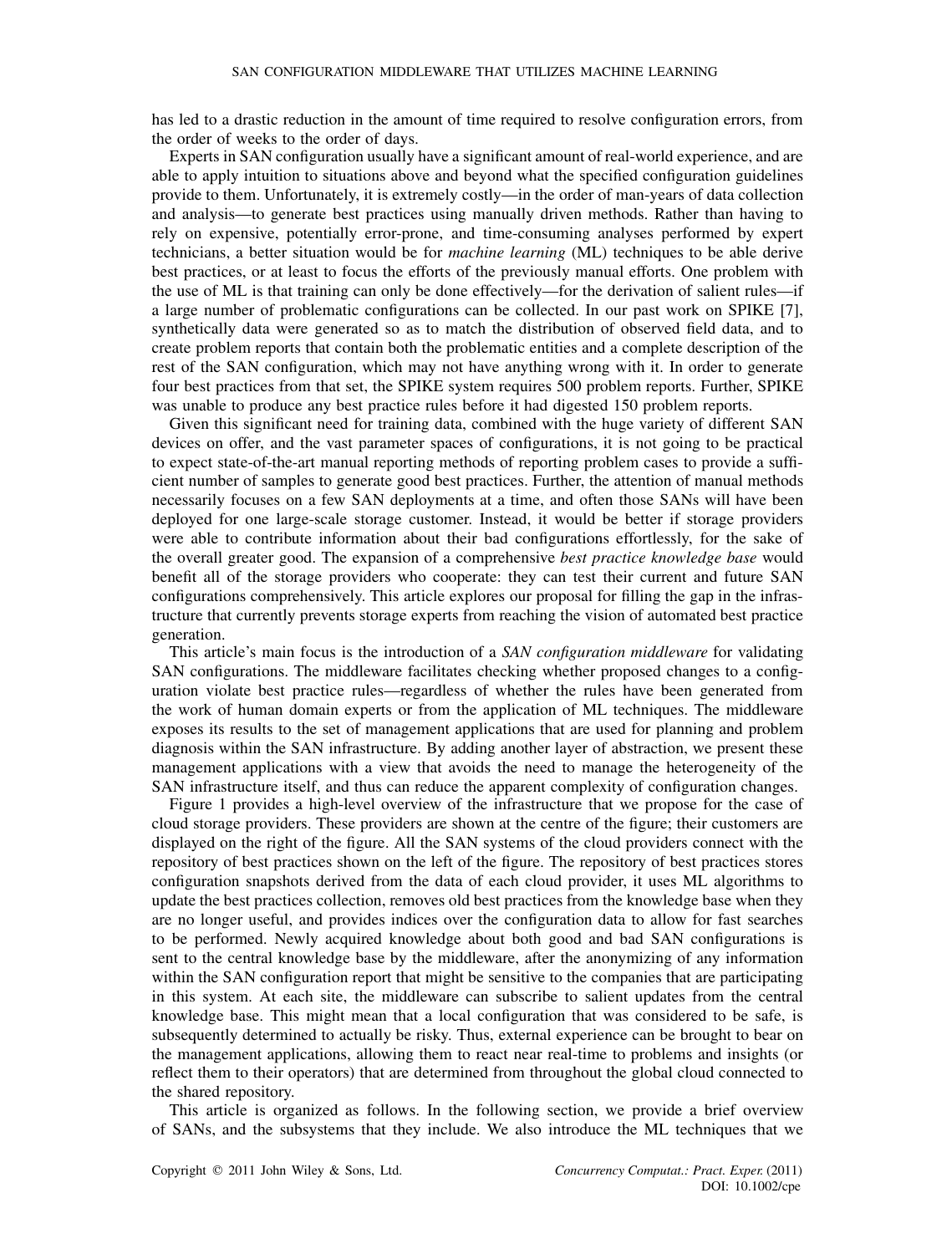has led to a drastic reduction in the amount of time required to resolve configuration errors, from the order of weeks to the order of days.

Experts in SAN configuration usually have a significant amount of real-world experience, and are able to apply intuition to situations above and beyond what the specified configuration guidelines provide to them. Unfortunately, it is extremely costly—in the order of man-years of data collection and analysis—to generate best practices using manually driven methods. Rather than having to rely on expensive, potentially error-prone, and time-consuming analyses performed by expert technicians, a better situation would be for *machine learning* (ML) techniques to be able derive best practices, or at least to focus the efforts of the previously manual efforts. One problem with the use of ML is that training can only be done effectively—for the derivation of salient rules—if a large number of problematic configurations can be collected. In our past work on SPIKE [7], synthetically data were generated so as to match the distribution of observed field data, and to create problem reports that contain both the problematic entities and a complete description of the rest of the SAN configuration, which may not have anything wrong with it. In order to generate four best practices from that set, the SPIKE system requires 500 problem reports. Further, SPIKE was unable to produce any best practice rules before it had digested 150 problem reports.

Given this significant need for training data, combined with the huge variety of different SAN devices on offer, and the vast parameter spaces of configurations, it is not going to be practical to expect state-of-the-art manual reporting methods of reporting problem cases to provide a sufficient number of samples to generate good best practices. Further, the attention of manual methods necessarily focuses on a few SAN deployments at a time, and often those SANs will have been deployed for one large-scale storage customer. Instead, it would be better if storage providers were able to contribute information about their bad configurations effortlessly, for the sake of the overall greater good. The expansion of a comprehensive *best practice knowledge base* would benefit all of the storage providers who cooperate: they can test their current and future SAN configurations comprehensively. This article explores our proposal for filling the gap in the infrastructure that currently prevents storage experts from reaching the vision of automated best practice generation.

This article's main focus is the introduction of a *SAN configuration middleware* for validating SAN configurations. The middleware facilitates checking whether proposed changes to a configuration violate best practice rules—regardless of whether the rules have been generated from the work of human domain experts or from the application of ML techniques. The middleware exposes its results to the set of management applications that are used for planning and problem diagnosis within the SAN infrastructure. By adding another layer of abstraction, we present these management applications with a view that avoids the need to manage the heterogeneity of the SAN infrastructure itself, and thus can reduce the apparent complexity of configuration changes.

Figure 1 provides a high-level overview of the infrastructure that we propose for the case of cloud storage providers. These providers are shown at the centre of the figure; their customers are displayed on the right of the figure. All the SAN systems of the cloud providers connect with the repository of best practices shown on the left of the figure. The repository of best practices stores configuration snapshots derived from the data of each cloud provider, it uses ML algorithms to update the best practices collection, removes old best practices from the knowledge base when they are no longer useful, and provides indices over the configuration data to allow for fast searches to be performed. Newly acquired knowledge about both good and bad SAN configurations is sent to the central knowledge base by the middleware, after the anonymizing of any information within the SAN configuration report that might be sensitive to the companies that are participating in this system. At each site, the middleware can subscribe to salient updates from the central knowledge base. This might mean that a local configuration that was considered to be safe, is subsequently determined to actually be risky. Thus, external experience can be brought to bear on the management applications, allowing them to react near real-time to problems and insights (or reflect them to their operators) that are determined from throughout the global cloud connected to the shared repository.

This article is organized as follows. In the following section, we provide a brief overview of SANs, and the subsystems that they include. We also introduce the ML techniques that we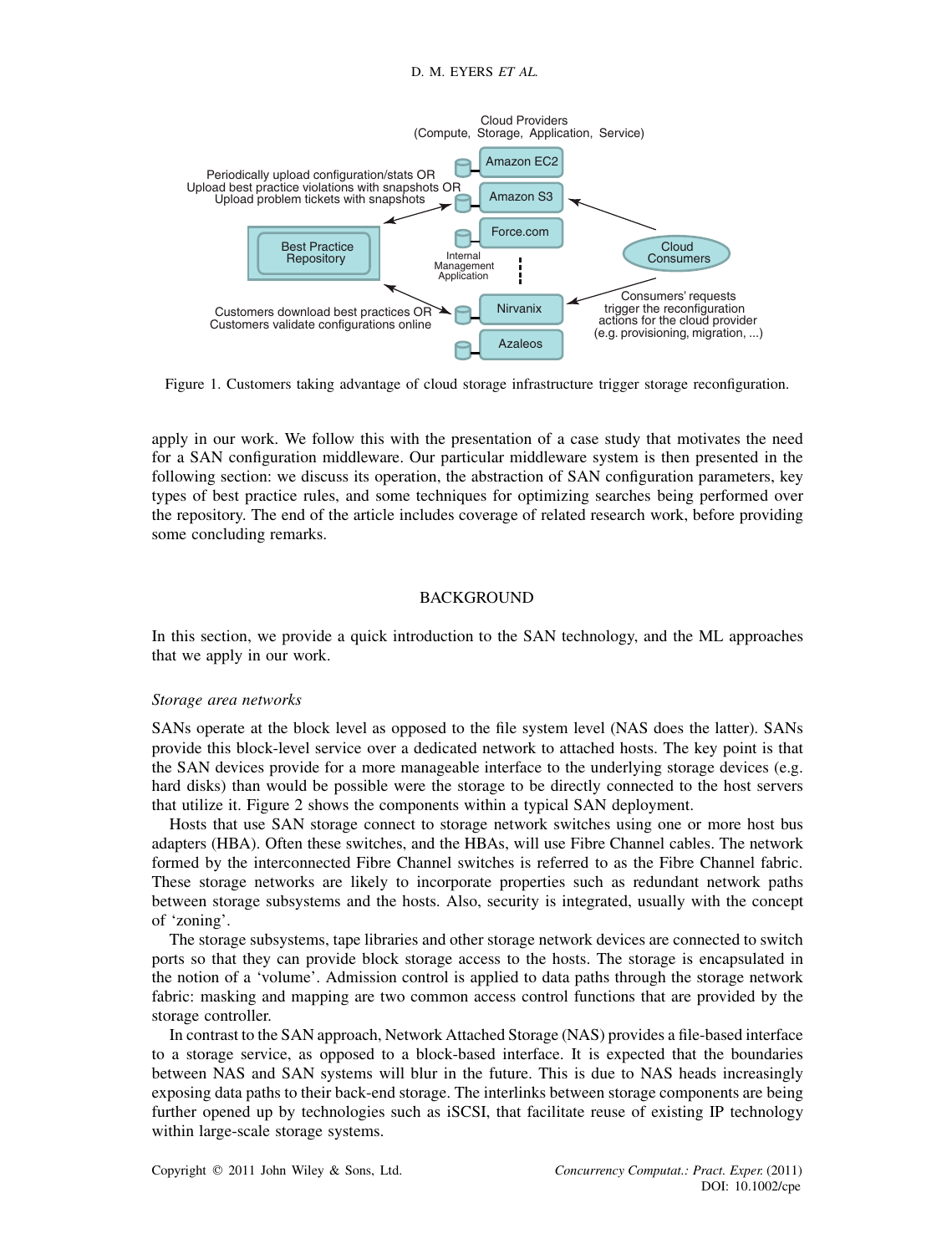Cloud Providers
(Compute, Storage, Application, Service)

Amazon EC2

Amazon S3

Force.com

Nirvanix

Azaleos

Periodically upload configuration/stats OR
Upload best practice violations with snapshots OR
Upload problem tickets with snapshots

Best Practice Repository

Internal Management Application

Cloud Consumers

Customers download best practices OR
Customers validate configurations online

Consumers' requests trigger the reconfiguration actions for the cloud provider (e.g. provisioning, migration, ...)

Figure 1. Customers taking advantage of cloud storage infrastructure trigger storage reconfiguration.

apply in our work. We follow this with the presentation of a case study that motivates the need for a SAN configuration middleware. Our particular middleware system is then presented in the following section: we discuss its operation, the abstraction of SAN configuration parameters, key types of best practice rules, and some techniques for optimizing searches being performed over the repository. The end of the article includes coverage of related research work, before providing some concluding remarks.

## BACKGROUND

In this section, we provide a quick introduction to the SAN technology, and the ML approaches that we apply in our work.

### *Storage area networks*

SANs operate at the block level as opposed to the file system level (NAS does the latter). SANs provide this block-level service over a dedicated network to attached hosts. The key point is that the SAN devices provide for a more manageable interface to the underlying storage devices (e.g. hard disks) than would be possible were the storage to be directly connected to the host servers that utilize it. Figure 2 shows the components within a typical SAN deployment.

Hosts that use SAN storage connect to storage network switches using one or more host bus adapters (HBA). Often these switches, and the HBAs, will use Fibre Channel cables. The network formed by the interconnected Fibre Channel switches is referred to as the Fibre Channel fabric. These storage networks are likely to incorporate properties such as redundant network paths between storage subsystems and the hosts. Also, security is integrated, usually with the concept of 'zoning'.

The storage subsystems, tape libraries and other storage network devices are connected to switch ports so that they can provide block storage access to the hosts. The storage is encapsulated in the notion of a 'volume'. Admission control is applied to data paths through the storage network fabric: masking and mapping are two common access control functions that are provided by the storage controller.

In contrast to the SAN approach, Network Attached Storage (NAS) provides a file-based interface to a storage service, as opposed to a block-based interface. It is expected that the boundaries between NAS and SAN systems will blur in the future. This is due to NAS heads increasingly exposing data paths to their back-end storage. The interlinks between storage components are being further opened up by technologies such as iSCSI, that facilitate reuse of existing IP technology within large-scale storage systems.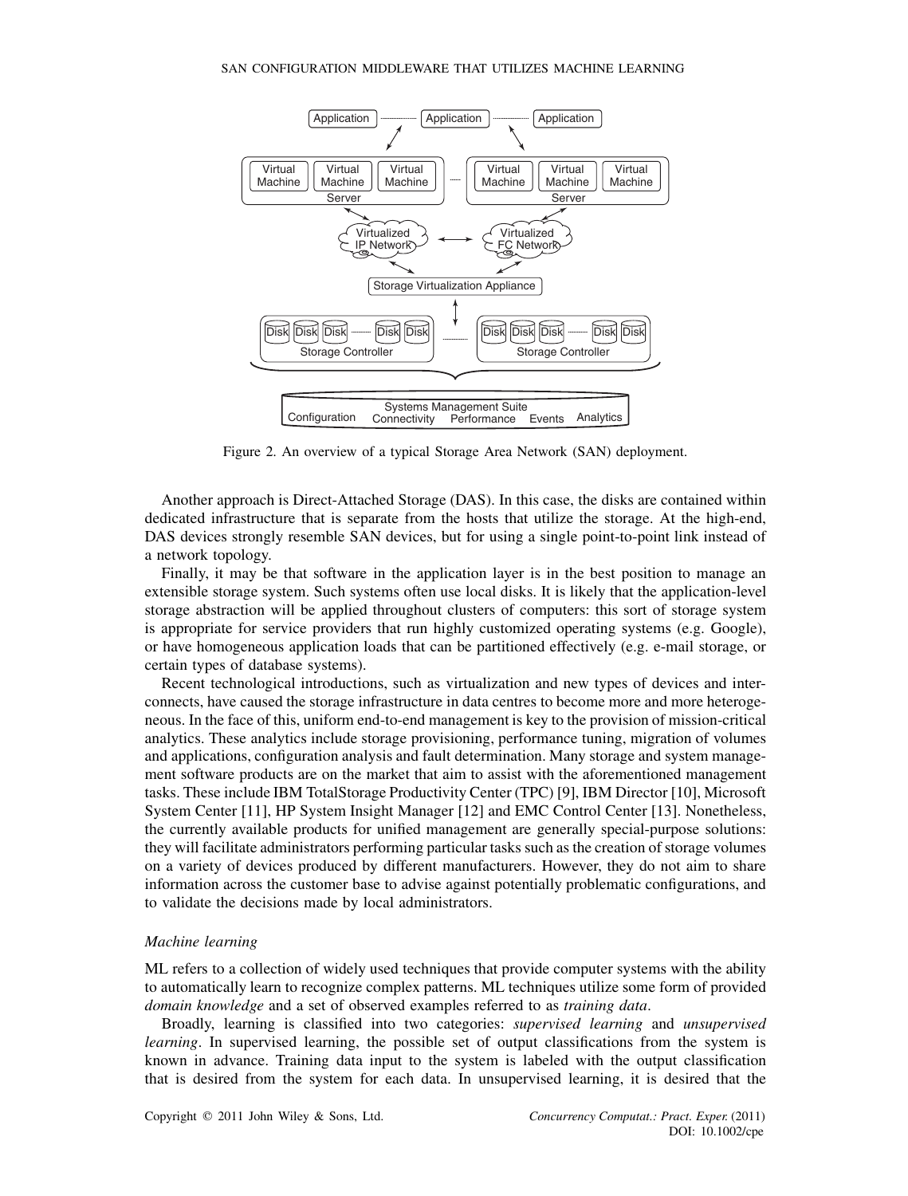Application
Application
Application
Virtual Machine
Virtual Machine
Virtual Machine
Server
Virtual Machine
Virtual Machine
Virtual Machine
Server
Virtualized IP Network
Virtualized FC Network
Storage Virtualization Appliance
Disk Disk Disk Disk Disk
Storage Controller
Disk Disk Disk Disk Disk
Storage Controller
Systems Management Suite
Configuration Connectivity Performance Events Analytics

Figure 2. An overview of a typical Storage Area Network (SAN) deployment.

Another approach is Direct-Attached Storage (DAS). In this case, the disks are contained within dedicated infrastructure that is separate from the hosts that utilize the storage. At the high-end, DAS devices strongly resemble SAN devices, but for using a single point-to-point link instead of a network topology.

Finally, it may be that software in the application layer is in the best position to manage an extensible storage system. Such systems often use local disks. It is likely that the application-level storage abstraction will be applied throughout clusters of computers: this sort of storage system is appropriate for service providers that run highly customized operating systems (e.g. Google), or have homogeneous application loads that can be partitioned effectively (e.g. e-mail storage, or certain types of database systems).

Recent technological introductions, such as virtualization and new types of devices and interconnects, have caused the storage infrastructure in data centres to become more and more heterogeneous. In the face of this, uniform end-to-end management is key to the provision of mission-critical analytics. These analytics include storage provisioning, performance tuning, migration of volumes and applications, configuration analysis and fault determination. Many storage and system management software products are on the market that aim to assist with the aforementioned management tasks. These include IBM TotalStorage Productivity Center (TPC) [9], IBM Director [10], Microsoft System Center [11], HP System Insight Manager [12] and EMC Control Center [13]. Nonetheless, the currently available products for unified management are generally special-purpose solutions: they will facilitate administrators performing particular tasks such as the creation of storage volumes on a variety of devices produced by different manufacturers. However, they do not aim to share information across the customer base to advise against potentially problematic configurations, and to validate the decisions made by local administrators.

*Machine learning*

ML refers to a collection of widely used techniques that provide computer systems with the ability to automatically learn to recognize complex patterns. ML techniques utilize some form of provided *domain knowledge* and a set of observed examples referred to as *training data*.

Broadly, learning is classified into two categories: *supervised learning* and *unsupervised learning*. In supervised learning, the possible set of output classifications from the system is known in advance. Training data input to the system is labeled with the output classification that is desired from the system for each data. In unsupervised learning, it is desired that the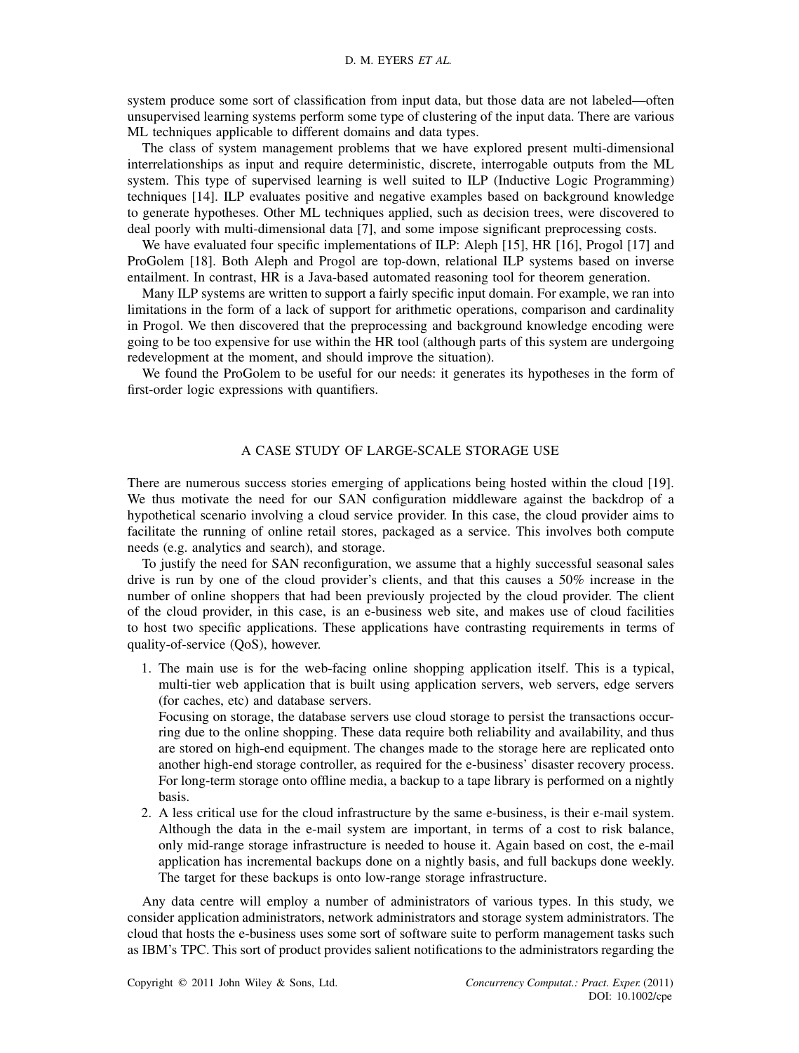system produce some sort of classification from input data, but those data are not labeled—often unsupervised learning systems perform some type of clustering of the input data. There are various ML techniques applicable to different domains and data types.

The class of system management problems that we have explored present multi-dimensional interrelationships as input and require deterministic, discrete, interrogable outputs from the ML system. This type of supervised learning is well suited to ILP (Inductive Logic Programming) techniques [14]. ILP evaluates positive and negative examples based on background knowledge to generate hypotheses. Other ML techniques applied, such as decision trees, were discovered to deal poorly with multi-dimensional data [7], and some impose significant preprocessing costs.

We have evaluated four specific implementations of ILP: Aleph [15], HR [16], Progol [17] and ProGolem [18]. Both Aleph and Progol are top-down, relational ILP systems based on inverse entailment. In contrast, HR is a Java-based automated reasoning tool for theorem generation.

Many ILP systems are written to support a fairly specific input domain. For example, we ran into limitations in the form of a lack of support for arithmetic operations, comparison and cardinality in Progol. We then discovered that the preprocessing and background knowledge encoding were going to be too expensive for use within the HR tool (although parts of this system are undergoing redevelopment at the moment, and should improve the situation).

We found the ProGolem to be useful for our needs: it generates its hypotheses in the form of first-order logic expressions with quantifiers.

## A CASE STUDY OF LARGE-SCALE STORAGE USE

There are numerous success stories emerging of applications being hosted within the cloud [19]. We thus motivate the need for our SAN configuration middleware against the backdrop of a hypothetical scenario involving a cloud service provider. In this case, the cloud provider aims to facilitate the running of online retail stores, packaged as a service. This involves both compute needs (e.g. analytics and search), and storage.

To justify the need for SAN reconfiguration, we assume that a highly successful seasonal sales drive is run by one of the cloud provider's clients, and that this causes a 50% increase in the number of online shoppers that had been previously projected by the cloud provider. The client of the cloud provider, in this case, is an e-business web site, and makes use of cloud facilities to host two specific applications. These applications have contrasting requirements in terms of quality-of-service (QoS), however.

1. The main use is for the web-facing online shopping application itself. This is a typical, multi-tier web application that is built using application servers, web servers, edge servers (for caches, etc) and database servers.
   Focusing on storage, the database servers use cloud storage to persist the transactions occurring due to the online shopping. These data require both reliability and availability, and thus are stored on high-end equipment. The changes made to the storage here are replicated onto another high-end storage controller, as required for the e-business' disaster recovery process. For long-term storage onto offline media, a backup to a tape library is performed on a nightly basis.
2. A less critical use for the cloud infrastructure by the same e-business, is their e-mail system. Although the data in the e-mail system are important, in terms of a cost to risk balance, only mid-range storage infrastructure is needed to house it. Again based on cost, the e-mail application has incremental backups done on a nightly basis, and full backups done weekly. The target for these backups is onto low-range storage infrastructure.

Any data centre will employ a number of administrators of various types. In this study, we consider application administrators, network administrators and storage system administrators. The cloud that hosts the e-business uses some sort of software suite to perform management tasks such as IBM's TPC. This sort of product provides salient notifications to the administrators regarding the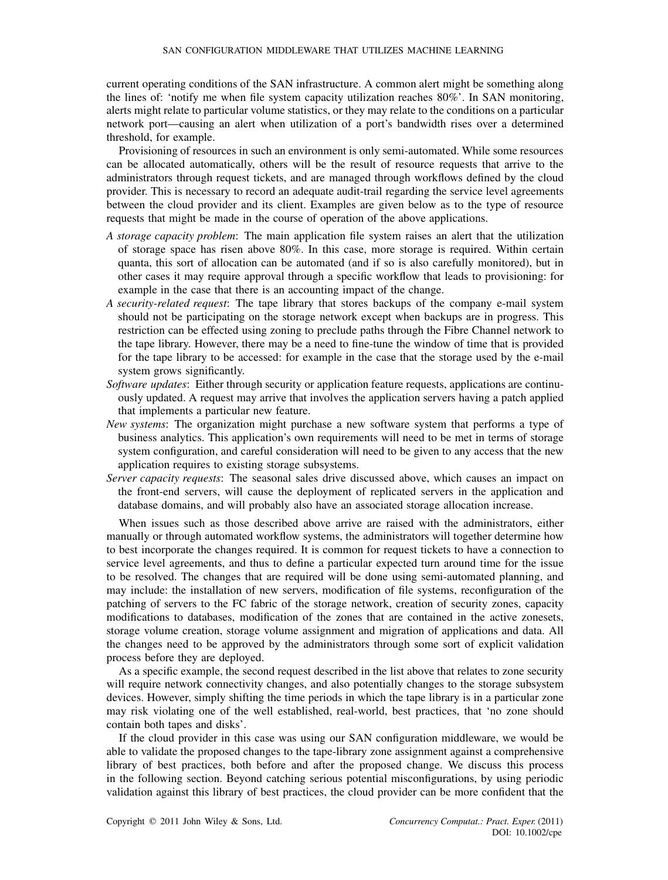current operating conditions of the SAN infrastructure. A common alert might be something along the lines of: 'notify me when file system capacity utilization reaches 80%'. In SAN monitoring, alerts might relate to particular volume statistics, or they may relate to the conditions on a particular network port—causing an alert when utilization of a port's bandwidth rises over a determined threshold, for example.

Provisioning of resources in such an environment is only semi-automated. While some resources can be allocated automatically, others will be the result of resource requests that arrive to the administrators through request tickets, and are managed through workflows defined by the cloud provider. This is necessary to record an adequate audit-trail regarding the service level agreements between the cloud provider and its client. Examples are given below as to the type of resource requests that might be made in the course of operation of the above applications.

*A storage capacity problem*: The main application file system raises an alert that the utilization of storage space has risen above 80%. In this case, more storage is required. Within certain quanta, this sort of allocation can be automated (and if so is also carefully monitored), but in other cases it may require approval through a specific workflow that leads to provisioning: for example in the case that there is an accounting impact of the change.

*A security-related request*: The tape library that stores backups of the company e-mail system should not be participating on the storage network except when backups are in progress. This restriction can be effected using zoning to preclude paths through the Fibre Channel network to the tape library. However, there may be a need to fine-tune the window of time that is provided for the tape library to be accessed: for example in the case that the storage used by the e-mail system grows significantly.

*Software updates*: Either through security or application feature requests, applications are continuously updated. A request may arrive that involves the application servers having a patch applied that implements a particular new feature.

*New systems*: The organization might purchase a new software system that performs a type of business analytics. This application's own requirements will need to be met in terms of storage system configuration, and careful consideration will need to be given to any access that the new application requires to existing storage subsystems.

*Server capacity requests*: The seasonal sales drive discussed above, which causes an impact on the front-end servers, will cause the deployment of replicated servers in the application and database domains, and will probably also have an associated storage allocation increase.

When issues such as those described above arrive are raised with the administrators, either manually or through automated workflow systems, the administrators will together determine how to best incorporate the changes required. It is common for request tickets to have a connection to service level agreements, and thus to define a particular expected turn around time for the issue to be resolved. The changes that are required will be done using semi-automated planning, and may include: the installation of new servers, modification of file systems, reconfiguration of the patching of servers to the FC fabric of the storage network, creation of security zones, capacity modifications to databases, modification of the zones that are contained in the active zonesets, storage volume creation, storage volume assignment and migration of applications and data. All the changes need to be approved by the administrators through some sort of explicit validation process before they are deployed.

As a specific example, the second request described in the list above that relates to zone security will require network connectivity changes, and also potentially changes to the storage subsystem devices. However, simply shifting the time periods in which the tape library is in a particular zone may risk violating one of the well established, real-world, best practices, that 'no zone should contain both tapes and disks'.

If the cloud provider in this case was using our SAN configuration middleware, we would be able to validate the proposed changes to the tape-library zone assignment against a comprehensive library of best practices, both before and after the proposed change. We discuss this process in the following section. Beyond catching serious potential misconfigurations, by using periodic validation against this library of best practices, the cloud provider can be more confident that the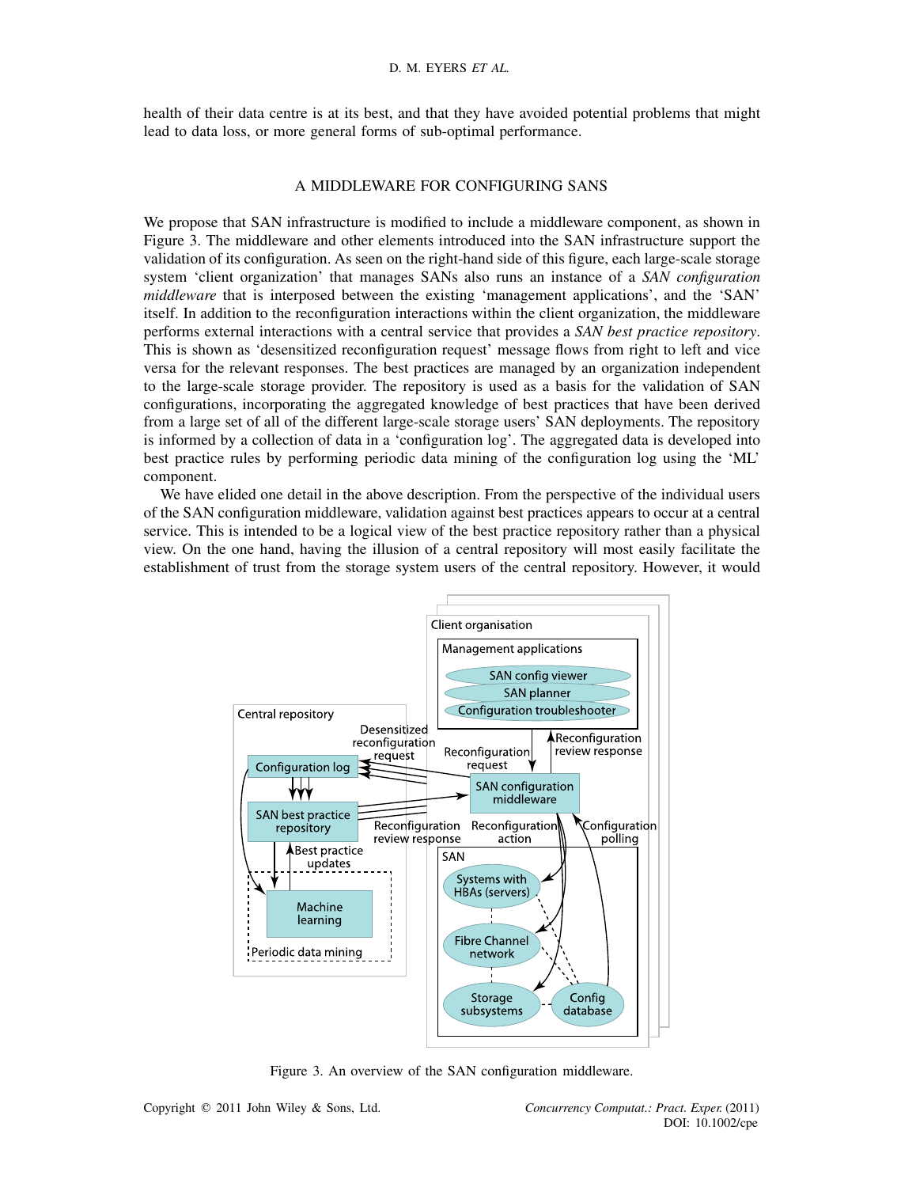health of their data centre is at its best, and that they have avoided potential problems that might lead to data loss, or more general forms of sub-optimal performance.

## A MIDDLEWARE FOR CONFIGURING SANS

We propose that SAN infrastructure is modified to include a middleware component, as shown in Figure 3. The middleware and other elements introduced into the SAN infrastructure support the validation of its configuration. As seen on the right-hand side of this figure, each large-scale storage system 'client organization' that manages SANs also runs an instance of a *SAN configuration middleware* that is interposed between the existing 'management applications', and the 'SAN' itself. In addition to the reconfiguration interactions within the client organization, the middleware performs external interactions with a central service that provides a *SAN best practice repository*. This is shown as 'desensitized reconfiguration request' message flows from right to left and vice versa for the relevant responses. The best practices are managed by an organization independent to the large-scale storage provider. The repository is used as a basis for the validation of SAN configurations, incorporating the aggregated knowledge of best practices that have been derived from a large set of all of the different large-scale storage users' SAN deployments. The repository is informed by a collection of data in a 'configuration log'. The aggregated data is developed into best practice rules by performing periodic data mining of the configuration log using the 'ML' component.

We have elided one detail in the above description. From the perspective of the individual users of the SAN configuration middleware, validation against best practices appears to occur at a central service. This is intended to be a logical view of the best practice repository rather than a physical view. On the one hand, having the illusion of a central repository will most easily facilitate the establishment of trust from the storage system users of the central repository. However, it would

Central repository
Configuration log
SAN best practice repository
Machine learning
Periodic data mining
Best practice updates
Desensitized reconfiguration request
Reconfiguration review response
Client organisation
Management applications
SAN config viewer
SAN planner
Configuration troubleshooter
Reconfiguration request
Reconfiguration review response
SAN configuration middleware
Reconfiguration action
Configuration polling
SAN
Systems with HBAs (servers)
Fibre Channel network
Storage subsystems
Config database

Figure 3. An overview of the SAN configuration middleware.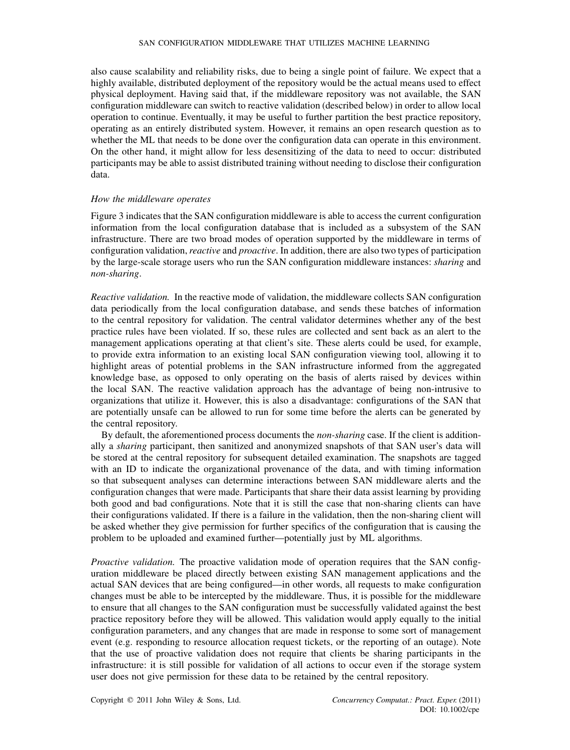also cause scalability and reliability risks, due to being a single point of failure. We expect that a highly available, distributed deployment of the repository would be the actual means used to effect physical deployment. Having said that, if the middleware repository was not available, the SAN configuration middleware can switch to reactive validation (described below) in order to allow local operation to continue. Eventually, it may be useful to further partition the best practice repository, operating as an entirely distributed system. However, it remains an open research question as to whether the ML that needs to be done over the configuration data can operate in this environment. On the other hand, it might allow for less desensitizing of the data to need to occur: distributed participants may be able to assist distributed training without needing to disclose their configuration data.

*How the middleware operates*

Figure 3 indicates that the SAN configuration middleware is able to access the current configuration information from the local configuration database that is included as a subsystem of the SAN infrastructure. There are two broad modes of operation supported by the middleware in terms of configuration validation, *reactive* and *proactive*. In addition, there are also two types of participation by the large-scale storage users who run the SAN configuration middleware instances: *sharing* and *non-sharing*.

*Reactive validation.* In the reactive mode of validation, the middleware collects SAN configuration data periodically from the local configuration database, and sends these batches of information to the central repository for validation. The central validator determines whether any of the best practice rules have been violated. If so, these rules are collected and sent back as an alert to the management applications operating at that client's site. These alerts could be used, for example, to provide extra information to an existing local SAN configuration viewing tool, allowing it to highlight areas of potential problems in the SAN infrastructure informed from the aggregated knowledge base, as opposed to only operating on the basis of alerts raised by devices within the local SAN. The reactive validation approach has the advantage of being non-intrusive to organizations that utilize it. However, this is also a disadvantage: configurations of the SAN that are potentially unsafe can be allowed to run for some time before the alerts can be generated by the central repository.

By default, the aforementioned process documents the *non-sharing* case. If the client is additionally a *sharing* participant, then sanitized and anonymized snapshots of that SAN user's data will be stored at the central repository for subsequent detailed examination. The snapshots are tagged with an ID to indicate the organizational provenance of the data, and with timing information so that subsequent analyses can determine interactions between SAN middleware alerts and the configuration changes that were made. Participants that share their data assist learning by providing both good and bad configurations. Note that it is still the case that non-sharing clients can have their configurations validated. If there is a failure in the validation, then the non-sharing client will be asked whether they give permission for further specifics of the configuration that is causing the problem to be uploaded and examined further—potentially just by ML algorithms.

*Proactive validation.* The proactive validation mode of operation requires that the SAN configuration middleware be placed directly between existing SAN management applications and the actual SAN devices that are being configured—in other words, all requests to make configuration changes must be able to be intercepted by the middleware. Thus, it is possible for the middleware to ensure that all changes to the SAN configuration must be successfully validated against the best practice repository before they will be allowed. This validation would apply equally to the initial configuration parameters, and any changes that are made in response to some sort of management event (e.g. responding to resource allocation request tickets, or the reporting of an outage). Note that the use of proactive validation does not require that clients be sharing participants in the infrastructure: it is still possible for validation of all actions to occur even if the storage system user does not give permission for these data to be retained by the central repository.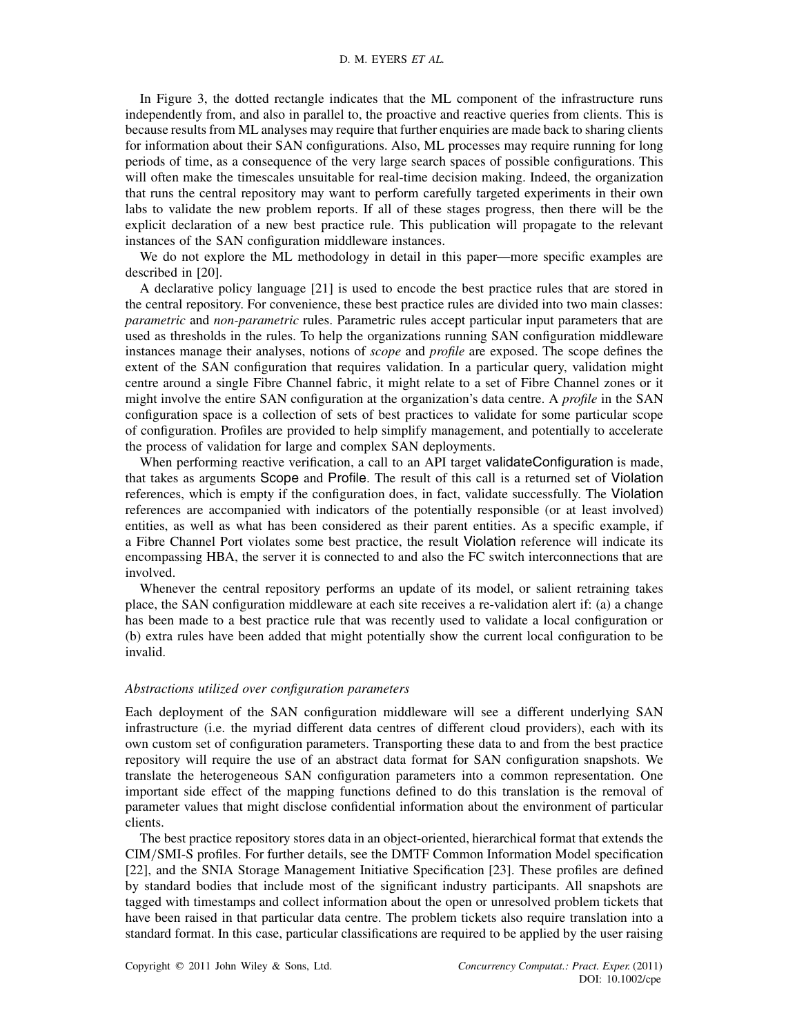In Figure 3, the dotted rectangle indicates that the ML component of the infrastructure runs independently from, and also in parallel to, the proactive and reactive queries from clients. This is because results from ML analyses may require that further enquiries are made back to sharing clients for information about their SAN configurations. Also, ML processes may require running for long periods of time, as a consequence of the very large search spaces of possible configurations. This will often make the timescales unsuitable for real-time decision making. Indeed, the organization that runs the central repository may want to perform carefully targeted experiments in their own labs to validate the new problem reports. If all of these stages progress, then there will be the explicit declaration of a new best practice rule. This publication will propagate to the relevant instances of the SAN configuration middleware instances.

We do not explore the ML methodology in detail in this paper—more specific examples are described in [20].

A declarative policy language [21] is used to encode the best practice rules that are stored in the central repository. For convenience, these best practice rules are divided into two main classes: *parametric* and *non-parametric* rules. Parametric rules accept particular input parameters that are used as thresholds in the rules. To help the organizations running SAN configuration middleware instances manage their analyses, notions of *scope* and *profile* are exposed. The scope defines the extent of the SAN configuration that requires validation. In a particular query, validation might centre around a single Fibre Channel fabric, it might relate to a set of Fibre Channel zones or it might involve the entire SAN configuration at the organization's data centre. A *profile* in the SAN configuration space is a collection of sets of best practices to validate for some particular scope of configuration. Profiles are provided to help simplify management, and potentially to accelerate the process of validation for large and complex SAN deployments.

When performing reactive verification, a call to an API target validateConfiguration is made, that takes as arguments Scope and Profile. The result of this call is a returned set of Violation references, which is empty if the configuration does, in fact, validate successfully. The Violation references are accompanied with indicators of the potentially responsible (or at least involved) entities, as well as what has been considered as their parent entities. As a specific example, if a Fibre Channel Port violates some best practice, the result Violation reference will indicate its encompassing HBA, the server it is connected to and also the FC switch interconnections that are involved.

Whenever the central repository performs an update of its model, or salient retraining takes place, the SAN configuration middleware at each site receives a re-validation alert if: (a) a change has been made to a best practice rule that was recently used to validate a local configuration or (b) extra rules have been added that might potentially show the current local configuration to be invalid.

### *Abstractions utilized over configuration parameters*

Each deployment of the SAN configuration middleware will see a different underlying SAN infrastructure (i.e. the myriad different data centres of different cloud providers), each with its own custom set of configuration parameters. Transporting these data to and from the best practice repository will require the use of an abstract data format for SAN configuration snapshots. We translate the heterogeneous SAN configuration parameters into a common representation. One important side effect of the mapping functions defined to do this translation is the removal of parameter values that might disclose confidential information about the environment of particular clients.

The best practice repository stores data in an object-oriented, hierarchical format that extends the CIM/SMI-S profiles. For further details, see the DMTF Common Information Model specification [22], and the SNIA Storage Management Initiative Specification [23]. These profiles are defined by standard bodies that include most of the significant industry participants. All snapshots are tagged with timestamps and collect information about the open or unresolved problem tickets that have been raised in that particular data centre. The problem tickets also require translation into a standard format. In this case, particular classifications are required to be applied by the user raising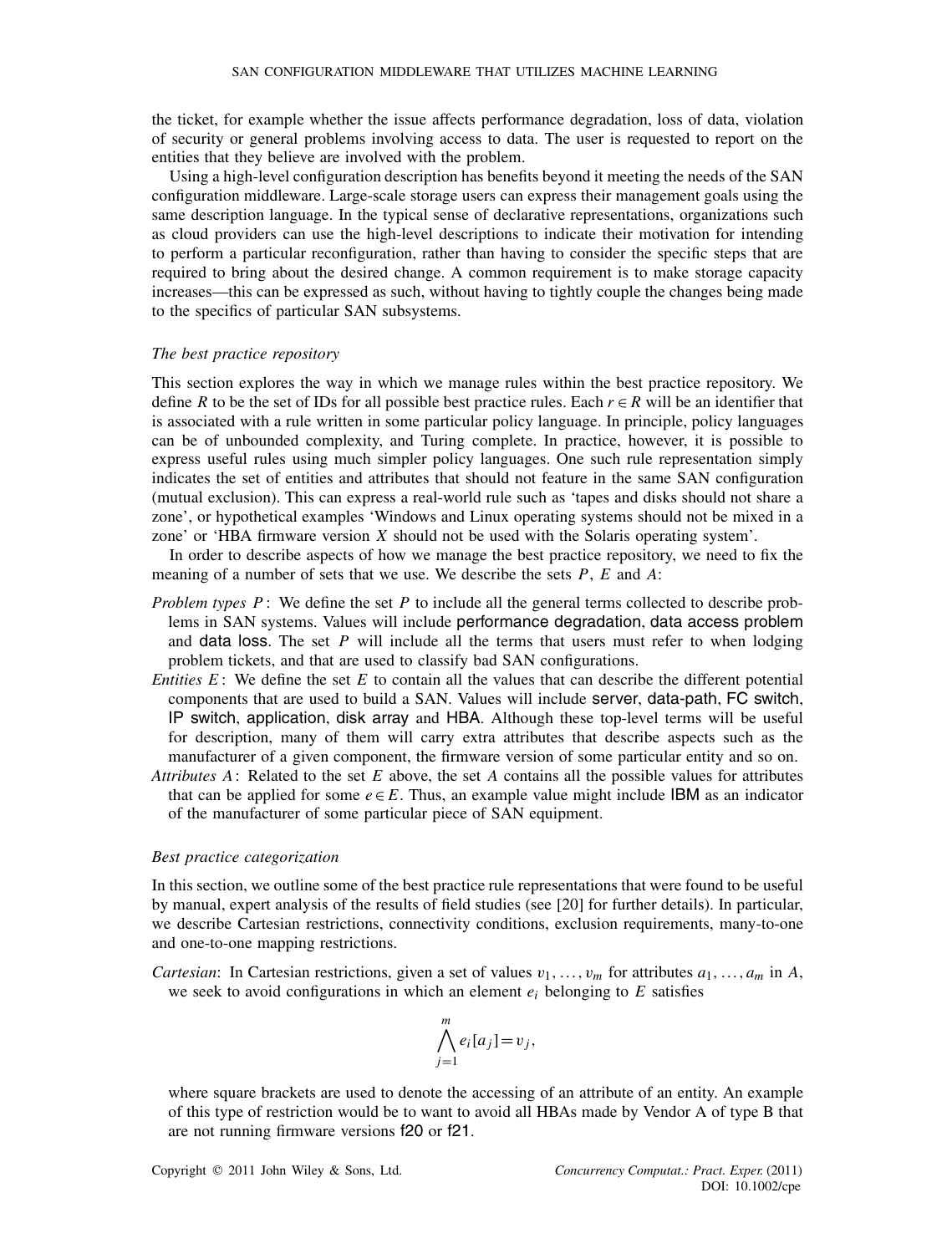the ticket, for example whether the issue affects performance degradation, loss of data, violation of security or general problems involving access to data. The user is requested to report on the entities that they believe are involved with the problem.

Using a high-level configuration description has benefits beyond it meeting the needs of the SAN configuration middleware. Large-scale storage users can express their management goals using the same description language. In the typical sense of declarative representations, organizations such as cloud providers can use the high-level descriptions to indicate their motivation for intending to perform a particular reconfiguration, rather than having to consider the specific steps that are required to bring about the desired change. A common requirement is to make storage capacity increases—this can be expressed as such, without having to tightly couple the changes being made to the specifics of particular SAN subsystems.

### *The best practice repository*

This section explores the way in which we manage rules within the best practice repository. We define $R$ to be the set of IDs for all possible best practice rules. Each $r \in R$ will be an identifier that is associated with a rule written in some particular policy language. In principle, policy languages can be of unbounded complexity, and Turing complete. In practice, however, it is possible to express useful rules using much simpler policy languages. One such rule representation simply indicates the set of entities and attributes that should not feature in the same SAN configuration (mutual exclusion). This can express a real-world rule such as 'tapes and disks should not share a zone', or hypothetical examples 'Windows and Linux operating systems should not be mixed in a zone' or 'HBA firmware version $X$ should not be used with the Solaris operating system'.

In order to describe aspects of how we manage the best practice repository, we need to fix the meaning of a number of sets that we use. We describe the sets $P$, $E$ and $A$:

*Problem types* $P$: We define the set $P$ to include all the general terms collected to describe problems in SAN systems. Values will include performance degradation, data access problem and data loss. The set $P$ will include all the terms that users must refer to when lodging problem tickets, and that are used to classify bad SAN configurations.

*Entities* $E$: We define the set $E$ to contain all the values that can describe the different potential components that are used to build a SAN. Values will include server, data-path, FC switch, IP switch, application, disk array and HBA. Although these top-level terms will be useful for description, many of them will carry extra attributes that describe aspects such as the manufacturer of a given component, the firmware version of some particular entity and so on.

*Attributes* $A$: Related to the set $E$ above, the set $A$ contains all the possible values for attributes that can be applied for some $e \in E$. Thus, an example value might include IBM as an indicator of the manufacturer of some particular piece of SAN equipment.

### *Best practice categorization*

In this section, we outline some of the best practice rule representations that were found to be useful by manual, expert analysis of the results of field studies (see [20] for further details). In particular, we describe Cartesian restrictions, connectivity conditions, exclusion requirements, many-to-one and one-to-one mapping restrictions.

*Cartesian*: In Cartesian restrictions, given a set of values $v_1, \ldots, v_m$ for attributes $a_1, \ldots, a_m$ in $A$, we seek to avoid configurations in which an element $e_i$ belonging to $E$ satisfies

$$\bigwedge_{j=1}^{m} e_i[a_j] = v_j,$$

where square brackets are used to denote the accessing of an attribute of an entity. An example of this type of restriction would be to want to avoid all HBAs made by Vendor A of type B that are not running firmware versions f20 or f21.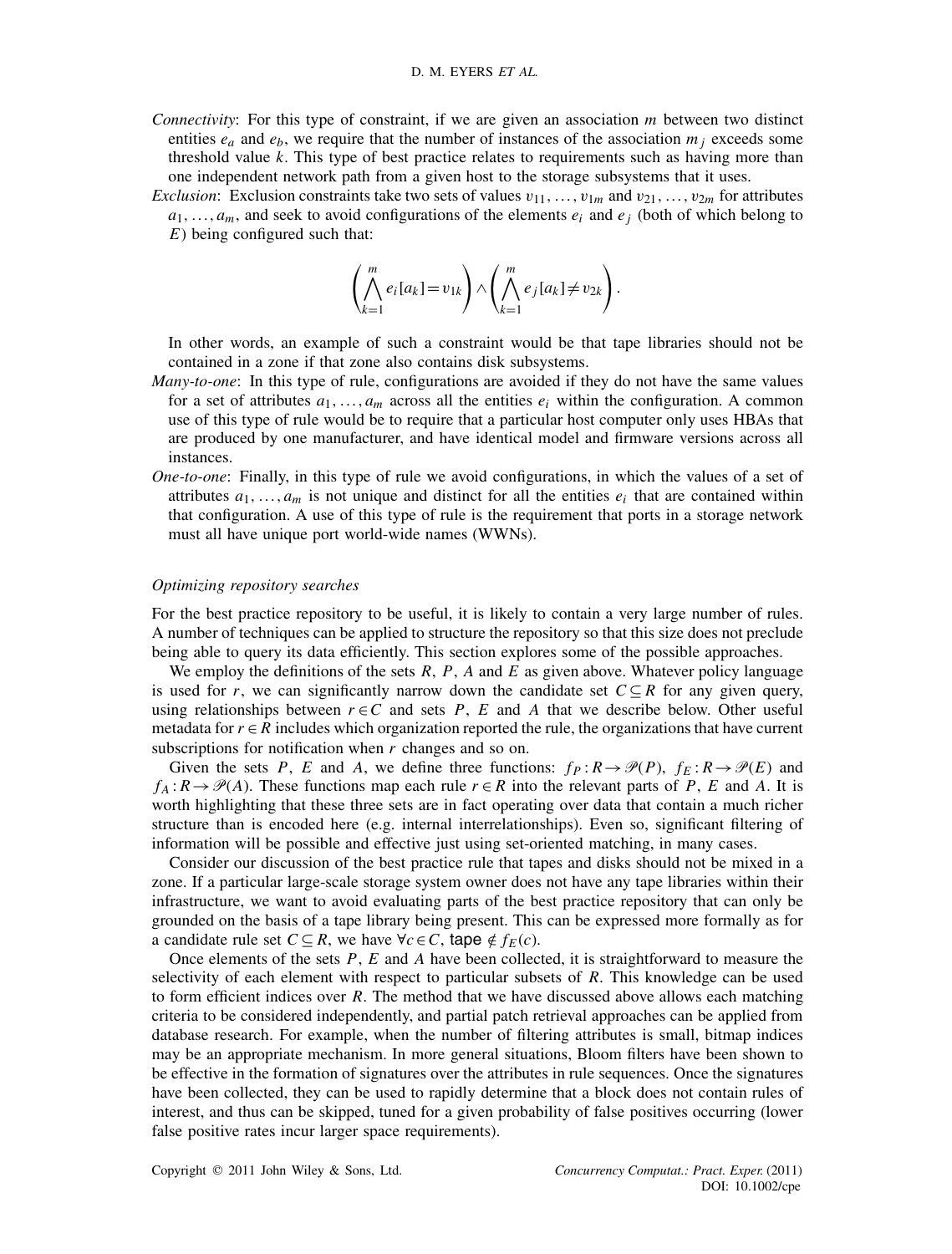*Connectivity*: For this type of constraint, if we are given an association $m$ between two distinct entities $e_a$ and $e_b$, we require that the number of instances of the association $m_j$ exceeds some threshold value $k$. This type of best practice relates to requirements such as having more than one independent network path from a given host to the storage subsystems that it uses.

*Exclusion*: Exclusion constraints take two sets of values $v_{11}, \ldots, v_{1m}$ and $v_{21}, \ldots, v_{2m}$ for attributes $a_1, \ldots, a_m$, and seek to avoid configurations of the elements $e_i$ and $e_j$ (both of which belong to $E$) being configured such that:

$$\left(\bigwedge_{k=1}^{m} e_i[a_k] = v_{1k}\right) \wedge \left(\bigwedge_{k=1}^{m} e_j[a_k] \neq v_{2k}\right).$$

In other words, an example of such a constraint would be that tape libraries should not be contained in a zone if that zone also contains disk subsystems.

*Many-to-one*: In this type of rule, configurations are avoided if they do not have the same values for a set of attributes $a_1, \ldots, a_m$ across all the entities $e_i$ within the configuration. A common use of this type of rule would be to require that a particular host computer only uses HBAs that are produced by one manufacturer, and have identical model and firmware versions across all instances.

*One-to-one*: Finally, in this type of rule we avoid configurations, in which the values of a set of attributes $a_1, \ldots, a_m$ is not unique and distinct for all the entities $e_i$ that are contained within that configuration. A use of this type of rule is the requirement that ports in a storage network must all have unique port world-wide names (WWNs).

### *Optimizing repository searches*

For the best practice repository to be useful, it is likely to contain a very large number of rules. A number of techniques can be applied to structure the repository so that this size does not preclude being able to query its data efficiently. This section explores some of the possible approaches.

We employ the definitions of the sets $R$, $P$, $A$ and $E$ as given above. Whatever policy language is used for $r$, we can significantly narrow down the candidate set $C \subseteq R$ for any given query, using relationships between $r \in C$ and sets $P$, $E$ and $A$ that we describe below. Other useful metadata for $r \in R$ includes which organization reported the rule, the organizations that have current subscriptions for notification when $r$ changes and so on.

Given the sets $P$, $E$ and $A$, we define three functions: $f_P : R \to \mathscr{P}(P)$, $f_E : R \to \mathscr{P}(E)$ and $f_A : R \to \mathscr{P}(A)$. These functions map each rule $r \in R$ into the relevant parts of $P$, $E$ and $A$. It is worth highlighting that these three sets are in fact operating over data that contain a much richer structure than is encoded here (e.g. internal interrelationships). Even so, significant filtering of information will be possible and effective just using set-oriented matching, in many cases.

Consider our discussion of the best practice rule that tapes and disks should not be mixed in a zone. If a particular large-scale storage system owner does not have any tape libraries within their infrastructure, we want to avoid evaluating parts of the best practice repository that can only be grounded on the basis of a tape library being present. This can be expressed more formally as for a candidate rule set $C \subseteq R$, we have $\forall c \in C$, $\mathsf{tape} \notin f_E(c)$.

Once elements of the sets $P$, $E$ and $A$ have been collected, it is straightforward to measure the selectivity of each element with respect to particular subsets of $R$. This knowledge can be used to form efficient indices over $R$. The method that we have discussed above allows each matching criteria to be considered independently, and partial patch retrieval approaches can be applied from database research. For example, when the number of filtering attributes is small, bitmap indices may be an appropriate mechanism. In more general situations, Bloom filters have been shown to be effective in the formation of signatures over the attributes in rule sequences. Once the signatures have been collected, they can be used to rapidly determine that a block does not contain rules of interest, and thus can be skipped, tuned for a given probability of false positives occurring (lower false positive rates incur larger space requirements).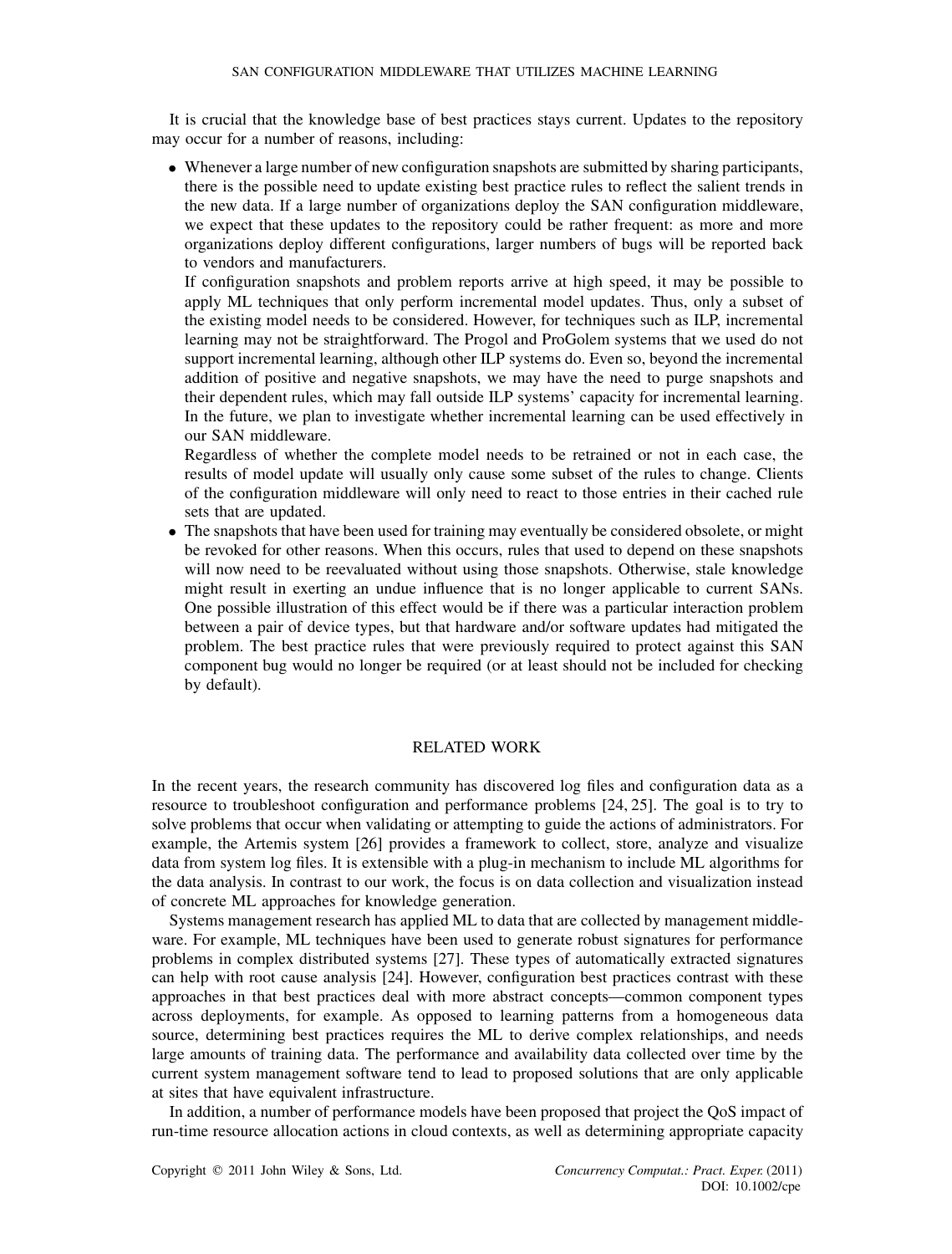It is crucial that the knowledge base of best practices stays current. Updates to the repository may occur for a number of reasons, including:

- Whenever a large number of new configuration snapshots are submitted by sharing participants, there is the possible need to update existing best practice rules to reflect the salient trends in the new data. If a large number of organizations deploy the SAN configuration middleware, we expect that these updates to the repository could be rather frequent: as more and more organizations deploy different configurations, larger numbers of bugs will be reported back to vendors and manufacturers.
  
  If configuration snapshots and problem reports arrive at high speed, it may be possible to apply ML techniques that only perform incremental model updates. Thus, only a subset of the existing model needs to be considered. However, for techniques such as ILP, incremental learning may not be straightforward. The Progol and ProGolem systems that we used do not support incremental learning, although other ILP systems do. Even so, beyond the incremental addition of positive and negative snapshots, we may have the need to purge snapshots and their dependent rules, which may fall outside ILP systems' capacity for incremental learning. In the future, we plan to investigate whether incremental learning can be used effectively in our SAN middleware.
  
  Regardless of whether the complete model needs to be retrained or not in each case, the results of model update will usually only cause some subset of the rules to change. Clients of the configuration middleware will only need to react to those entries in their cached rule sets that are updated.
- The snapshots that have been used for training may eventually be considered obsolete, or might be revoked for other reasons. When this occurs, rules that used to depend on these snapshots will now need to be reevaluated without using those snapshots. Otherwise, stale knowledge might result in exerting an undue influence that is no longer applicable to current SANs. One possible illustration of this effect would be if there was a particular interaction problem between a pair of device types, but that hardware and/or software updates had mitigated the problem. The best practice rules that were previously required to protect against this SAN component bug would no longer be required (or at least should not be included for checking by default).

## RELATED WORK

In the recent years, the research community has discovered log files and configuration data as a resource to troubleshoot configuration and performance problems [24, 25]. The goal is to try to solve problems that occur when validating or attempting to guide the actions of administrators. For example, the Artemis system [26] provides a framework to collect, store, analyze and visualize data from system log files. It is extensible with a plug-in mechanism to include ML algorithms for the data analysis. In contrast to our work, the focus is on data collection and visualization instead of concrete ML approaches for knowledge generation.

Systems management research has applied ML to data that are collected by management middleware. For example, ML techniques have been used to generate robust signatures for performance problems in complex distributed systems [27]. These types of automatically extracted signatures can help with root cause analysis [24]. However, configuration best practices contrast with these approaches in that best practices deal with more abstract concepts—common component types across deployments, for example. As opposed to learning patterns from a homogeneous data source, determining best practices requires the ML to derive complex relationships, and needs large amounts of training data. The performance and availability data collected over time by the current system management software tend to lead to proposed solutions that are only applicable at sites that have equivalent infrastructure.

In addition, a number of performance models have been proposed that project the QoS impact of run-time resource allocation actions in cloud contexts, as well as determining appropriate capacity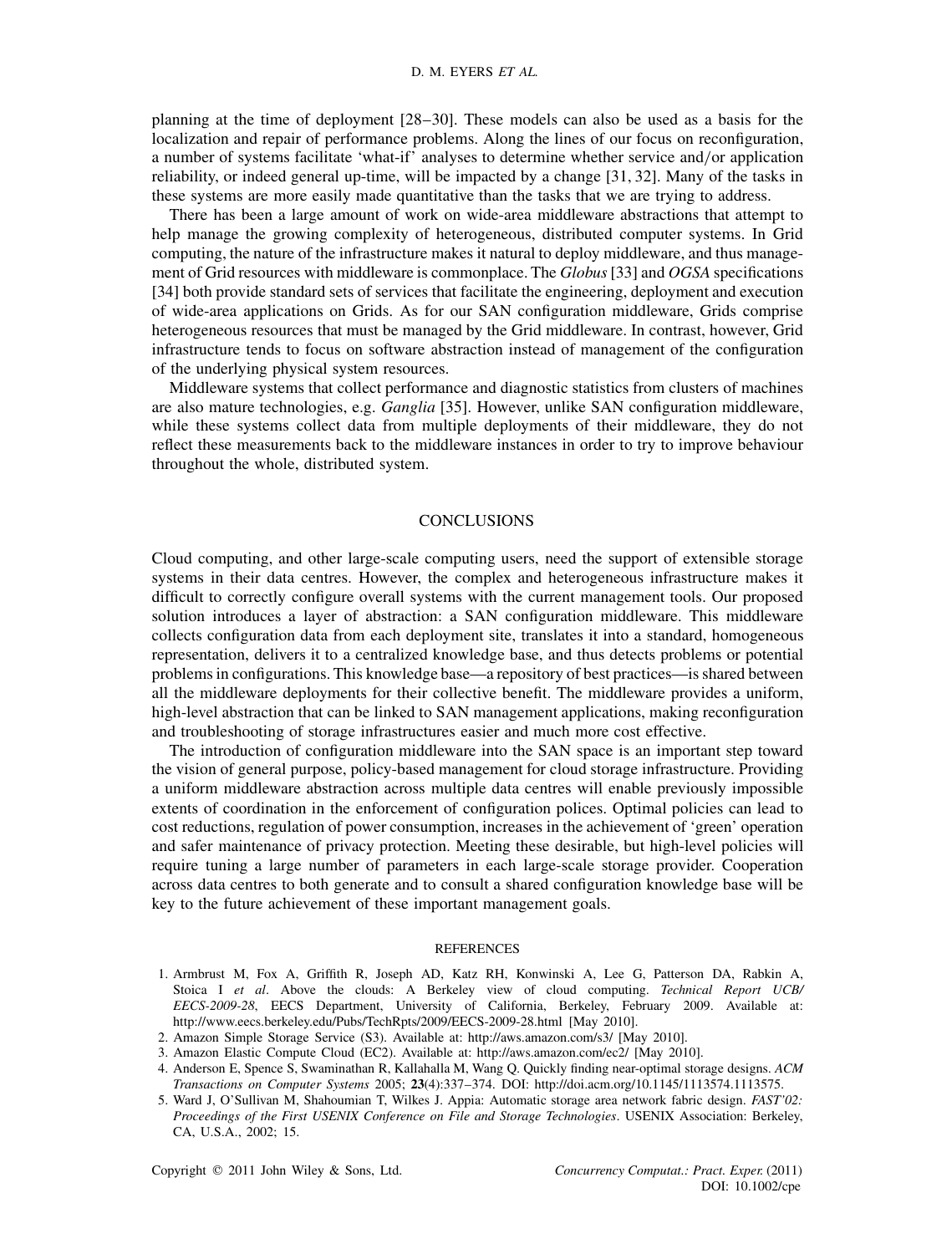planning at the time of deployment [28–30]. These models can also be used as a basis for the localization and repair of performance problems. Along the lines of our focus on reconfiguration, a number of systems facilitate 'what-if' analyses to determine whether service and/or application reliability, or indeed general up-time, will be impacted by a change [31, 32]. Many of the tasks in these systems are more easily made quantitative than the tasks that we are trying to address.

There has been a large amount of work on wide-area middleware abstractions that attempt to help manage the growing complexity of heterogeneous, distributed computer systems. In Grid computing, the nature of the infrastructure makes it natural to deploy middleware, and thus management of Grid resources with middleware is commonplace. The *Globus* [33] and *OGSA* specifications [34] both provide standard sets of services that facilitate the engineering, deployment and execution of wide-area applications on Grids. As for our SAN configuration middleware, Grids comprise heterogeneous resources that must be managed by the Grid middleware. In contrast, however, Grid infrastructure tends to focus on software abstraction instead of management of the configuration of the underlying physical system resources.

Middleware systems that collect performance and diagnostic statistics from clusters of machines are also mature technologies, e.g. *Ganglia* [35]. However, unlike SAN configuration middleware, while these systems collect data from multiple deployments of their middleware, they do not reflect these measurements back to the middleware instances in order to try to improve behaviour throughout the whole, distributed system.

## CONCLUSIONS

Cloud computing, and other large-scale computing users, need the support of extensible storage systems in their data centres. However, the complex and heterogeneous infrastructure makes it difficult to correctly configure overall systems with the current management tools. Our proposed solution introduces a layer of abstraction: a SAN configuration middleware. This middleware collects configuration data from each deployment site, translates it into a standard, homogeneous representation, delivers it to a centralized knowledge base, and thus detects problems or potential problems in configurations. This knowledge base—a repository of best practices—is shared between all the middleware deployments for their collective benefit. The middleware provides a uniform, high-level abstraction that can be linked to SAN management applications, making reconfiguration and troubleshooting of storage infrastructures easier and much more cost effective.

The introduction of configuration middleware into the SAN space is an important step toward the vision of general purpose, policy-based management for cloud storage infrastructure. Providing a uniform middleware abstraction across multiple data centres will enable previously impossible extents of coordination in the enforcement of configuration polices. Optimal policies can lead to cost reductions, regulation of power consumption, increases in the achievement of 'green' operation and safer maintenance of privacy protection. Meeting these desirable, but high-level policies will require tuning a large number of parameters in each large-scale storage provider. Cooperation across data centres to both generate and to consult a shared configuration knowledge base will be key to the future achievement of these important management goals.

### REFERENCES

1. Armbrust M, Fox A, Griffith R, Joseph AD, Katz RH, Konwinski A, Lee G, Patterson DA, Rabkin A, Stoica I *et al*. Above the clouds: A Berkeley view of cloud computing. *Technical Report UCB/EECS-2009-28*, EECS Department, University of California, Berkeley, February 2009. Available at: http://www.eecs.berkeley.edu/Pubs/TechRpts/2009/EECS-2009-28.html [May 2010].
2. Amazon Simple Storage Service (S3). Available at: http://aws.amazon.com/s3/ [May 2010].
3. Amazon Elastic Compute Cloud (EC2). Available at: http://aws.amazon.com/ec2/ [May 2010].
4. Anderson E, Spence S, Swaminathan R, Kallahalla M, Wang Q. Quickly finding near-optimal storage designs. *ACM Transactions on Computer Systems* 2005; **23**(4):337–374. DOI: http://doi.acm.org/10.1145/1113574.1113575.
5. Ward J, O'Sullivan M, Shahoumian T, Wilkes J. Appia: Automatic storage area network fabric design. *FAST'02: Proceedings of the First USENIX Conference on File and Storage Technologies*. USENIX Association: Berkeley, CA, U.S.A., 2002; 15.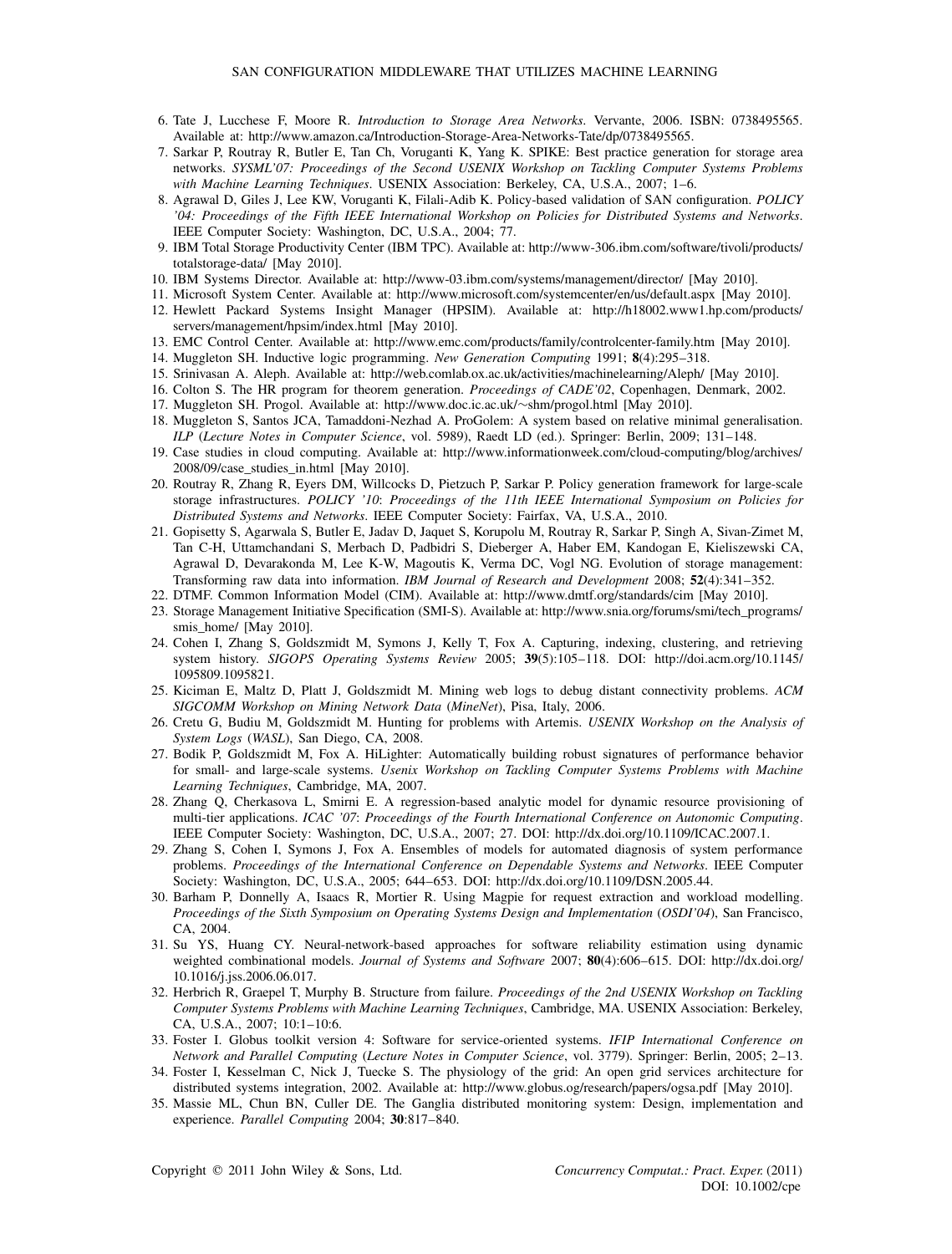6. Tate J, Lucchese F, Moore R. *Introduction to Storage Area Networks*. Vervante, 2006. ISBN: 0738495565. Available at: http://www.amazon.ca/Introduction-Storage-Area-Networks-Tate/dp/0738495565.
7. Sarkar P, Routray R, Butler E, Tan Ch, Voruganti K, Yang K. SPIKE: Best practice generation for storage area networks. *SYSML'07: Proceedings of the Second USENIX Workshop on Tackling Computer Systems Problems with Machine Learning Techniques*. USENIX Association: Berkeley, CA, U.S.A., 2007; 1–6.
8. Agrawal D, Giles J, Lee KW, Voruganti K, Filali-Adib K. Policy-based validation of SAN configuration. *POLICY '04: Proceedings of the Fifth IEEE International Workshop on Policies for Distributed Systems and Networks*. IEEE Computer Society: Washington, DC, U.S.A., 2004; 77.
9. IBM Total Storage Productivity Center (IBM TPC). Available at: http://www-306.ibm.com/software/tivoli/products/totalstorage-data/ [May 2010].
10. IBM Systems Director. Available at: http://www-03.ibm.com/systems/management/director/ [May 2010].
11. Microsoft System Center. Available at: http://www.microsoft.com/systemcenter/en/us/default.aspx [May 2010].
12. Hewlett Packard Systems Insight Manager (HPSIM). Available at: http://h18002.www1.hp.com/products/servers/management/hpsim/index.html [May 2010].
13. EMC Control Center. Available at: http://www.emc.com/products/family/controlcenter-family.htm [May 2010].
14. Muggleton SH. Inductive logic programming. *New Generation Computing* 1991; **8**(4):295–318.
15. Srinivasan A. Aleph. Available at: http://web.comlab.ox.ac.uk/activities/machinelearning/Aleph/ [May 2010].
16. Colton S. The HR program for theorem generation. *Proceedings of CADE'02*, Copenhagen, Denmark, 2002.
17. Muggleton SH. Progol. Available at: http://www.doc.ic.ac.uk/∼shm/progol.html [May 2010].
18. Muggleton S, Santos JCA, Tamaddoni-Nezhad A. ProGolem: A system based on relative minimal generalisation. *ILP* (*Lecture Notes in Computer Science*, vol. 5989), Raedt LD (ed.). Springer: Berlin, 2009; 131–148.
19. Case studies in cloud computing. Available at: http://www.informationweek.com/cloud-computing/blog/archives/2008/09/case_studies_in.html [May 2010].
20. Routray R, Zhang R, Eyers DM, Willcocks D, Pietzuch P, Sarkar P. Policy generation framework for large-scale storage infrastructures. *POLICY '10*: *Proceedings of the 11th IEEE International Symposium on Policies for Distributed Systems and Networks*. IEEE Computer Society: Fairfax, VA, U.S.A., 2010.
21. Gopisetty S, Agarwala S, Butler E, Jadav D, Jaquet S, Korupolu M, Routray R, Sarkar P, Singh A, Sivan-Zimet M, Tan C-H, Uttamchandani S, Merbach D, Padbidri S, Dieberger A, Haber EM, Kandogan E, Kieliszewski CA, Agrawal D, Devarakonda M, Lee K-W, Magoutis K, Verma DC, Vogl NG. Evolution of storage management: Transforming raw data into information. *IBM Journal of Research and Development* 2008; **52**(4):341–352.
22. DTMF. Common Information Model (CIM). Available at: http://www.dmtf.org/standards/cim [May 2010].
23. Storage Management Initiative Specification (SMI-S). Available at: http://www.snia.org/forums/smi/tech_programs/smis_home/ [May 2010].
24. Cohen I, Zhang S, Goldszmidt M, Symons J, Kelly T, Fox A. Capturing, indexing, clustering, and retrieving system history. *SIGOPS Operating Systems Review* 2005; **39**(5):105–118. DOI: http://doi.acm.org/10.1145/1095809.1095821.
25. Kiciman E, Maltz D, Platt J, Goldszmidt M. Mining web logs to debug distant connectivity problems. *ACM SIGCOMM Workshop on Mining Network Data* (*MineNet*), Pisa, Italy, 2006.
26. Cretu G, Budiu M, Goldszmidt M. Hunting for problems with Artemis. *USENIX Workshop on the Analysis of System Logs* (*WASL*), San Diego, CA, 2008.
27. Bodik P, Goldszmidt M, Fox A. HiLighter: Automatically building robust signatures of performance behavior for small- and large-scale systems. *Usenix Workshop on Tackling Computer Systems Problems with Machine Learning Techniques*, Cambridge, MA, 2007.
28. Zhang Q, Cherkasova L, Smirni E. A regression-based analytic model for dynamic resource provisioning of multi-tier applications. *ICAC '07*: *Proceedings of the Fourth International Conference on Autonomic Computing*. IEEE Computer Society: Washington, DC, U.S.A., 2007; 27. DOI: http://dx.doi.org/10.1109/ICAC.2007.1.
29. Zhang S, Cohen I, Symons J, Fox A. Ensembles of models for automated diagnosis of system performance problems. *Proceedings of the International Conference on Dependable Systems and Networks*. IEEE Computer Society: Washington, DC, U.S.A., 2005; 644–653. DOI: http://dx.doi.org/10.1109/DSN.2005.44.
30. Barham P, Donnelly A, Isaacs R, Mortier R. Using Magpie for request extraction and workload modelling. *Proceedings of the Sixth Symposium on Operating Systems Design and Implementation* (*OSDI'04*), San Francisco, CA, 2004.
31. Su YS, Huang CY. Neural-network-based approaches for software reliability estimation using dynamic weighted combinational models. *Journal of Systems and Software* 2007; **80**(4):606–615. DOI: http://dx.doi.org/10.1016/j.jss.2006.06.017.
32. Herbrich R, Graepel T, Murphy B. Structure from failure. *Proceedings of the 2nd USENIX Workshop on Tackling Computer Systems Problems with Machine Learning Techniques*, Cambridge, MA. USENIX Association: Berkeley, CA, U.S.A., 2007; 10:1–10:6.
33. Foster I. Globus toolkit version 4: Software for service-oriented systems. *IFIP International Conference on Network and Parallel Computing* (*Lecture Notes in Computer Science*, vol. 3779). Springer: Berlin, 2005; 2–13.
34. Foster I, Kesselman C, Nick J, Tuecke S. The physiology of the grid: An open grid services architecture for distributed systems integration, 2002. Available at: http://www.globus.og/research/papers/ogsa.pdf [May 2010].
35. Massie ML, Chun BN, Culler DE. The Ganglia distributed monitoring system: Design, implementation and experience. *Parallel Computing* 2004; **30**:817–840.